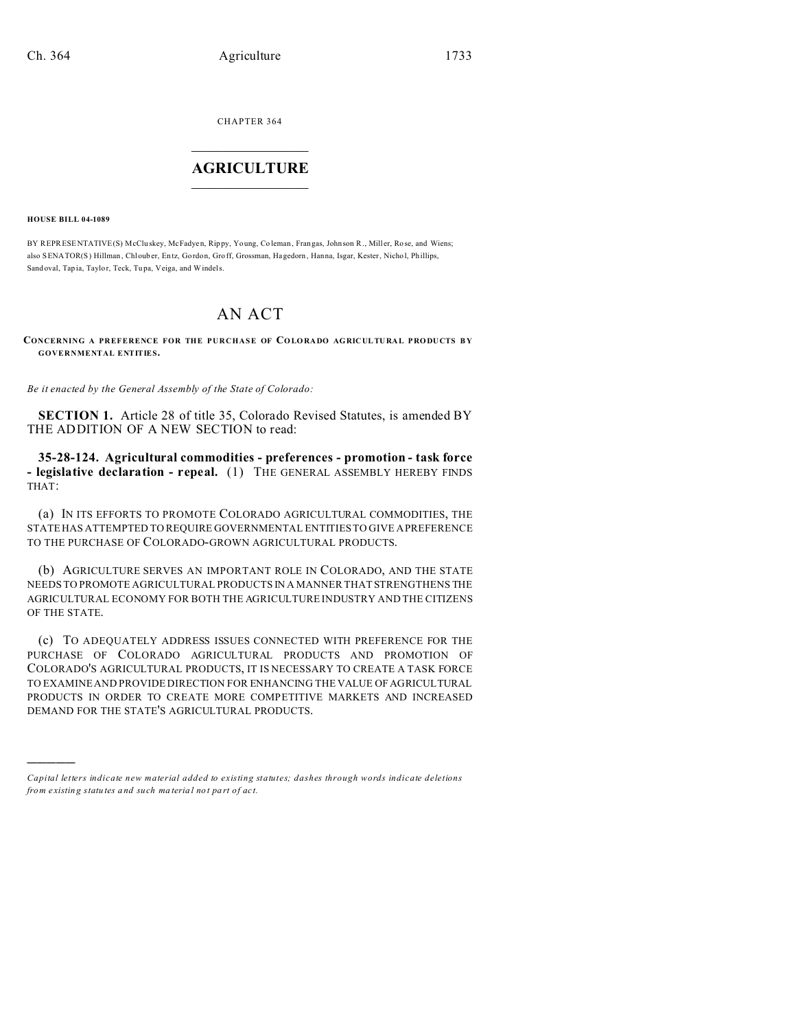CHAPTER 364

# AGRICULTURE

**HOUSE BILL 04-1089**

BY REPRESENTATIVE(S) McCluskey, McFadyen, Rippy, Young, Coleman, Frangas, Johnson R., Miller, Rose, and Wiens; also SENATOR(S) Hillman, Chlouber, Entz, Gordon, Groff, Grossman, Hagedorn, Hanna, Isgar, Kester, Nichol, Phillips, Sandoval, Tapia, Taylor, Teck, Tupa, Veiga, and Windels.

# AN ACT

**CONCERNING A PREFERENCE FOR THE PURCHASE OF COLORADO AGRICULTURAL PRODUCTS BY GOVERNMENTAL ENTITIES.**

*Be it enacted by the General Assembly of the State of Colorado:*

**SECTION 1.** Article 28 of title 35, Colorado Revised Statutes, is amended BY THE ADDITION OF A NEW SECTION to read:

**35-28-124. Agricultural commodities - preferences - promotion - task force - legislative declaration - repeal.** (1) THE GENERAL ASSEMBLY HEREBY FINDS THAT:

(a) IN ITS EFFORTS TO PROMOTE COLORADO AGRICULTURAL COMMODITIES, THE STATE HAS ATTEMPTED TO REQUIRE GOVERNMENTAL ENTITIES TO GIVE A PREFERENCE TO THE PURCHASE OF COLORADO-GROWN AGRICULTURAL PRODUCTS.

(b) AGRICULTURE SERVES AN IMPORTANT ROLE IN COLORADO, AND THE STATE NEEDS TO PROMOTE AGRICULTURAL PRODUCTS IN A MANNER THAT STRENGTHENS THE AGRICULTURAL ECONOMY FOR BOTH THE AGRICULTURE INDUSTRY AND THE CITIZENS OF THE STATE.

(c) TO ADEQUATELY ADDRESS ISSUES CONNECTED WITH PREFERENCE FOR THE PURCHASE OF COLORADO AGRICULTURAL PRODUCTS AND PROMOTION OF COLORADO'S AGRICULTURAL PRODUCTS, IT IS NECESSARY TO CREATE A TASK FORCE TO EXAMINE AND PROVIDE DIRECTION FOR ENHANCING THE VALUE OF AGRICULTURAL PRODUCTS IN ORDER TO CREATE MORE COMPETITIVE MARKETS AND INCREASED DEMAND FOR THE STATE'S AGRICULTURAL PRODUCTS.

---

*Capital letters indicate new material added to existing statutes; dashes through words indicate deletions from existing statutes and such material not part of act.*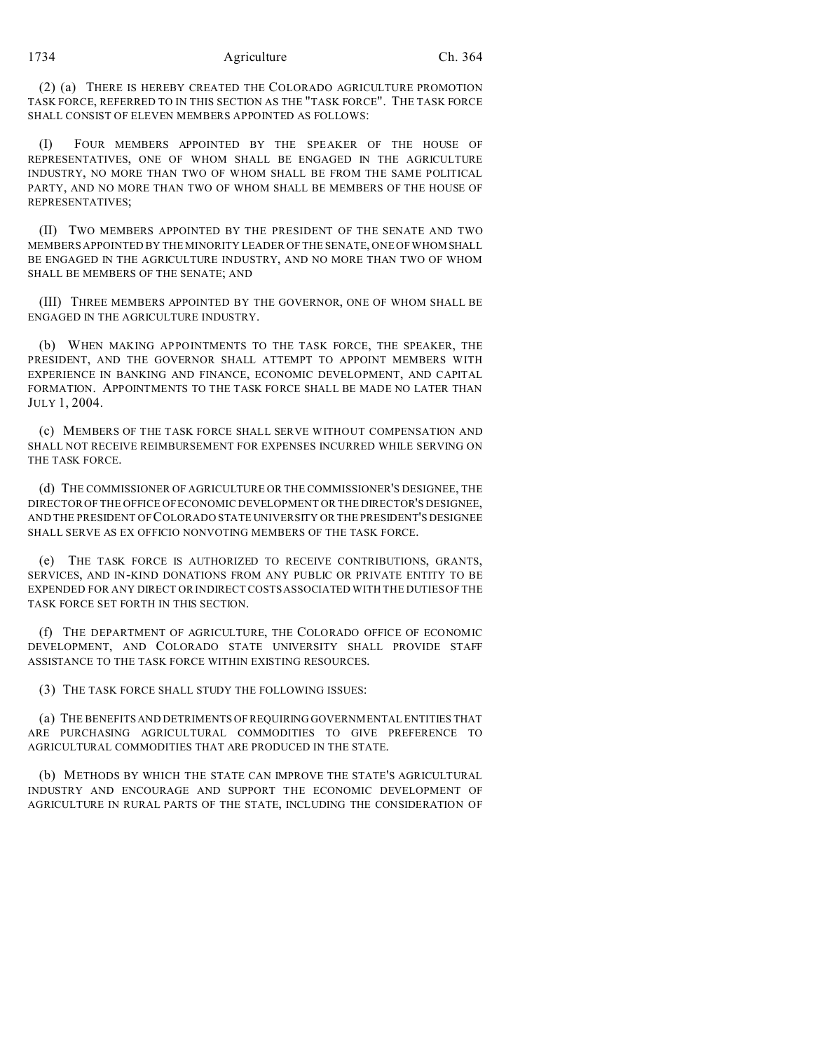(2) (a) THERE IS HEREBY CREATED THE COLORADO AGRICULTURE PROMOTION TASK FORCE, REFERRED TO IN THIS SECTION AS THE "TASK FORCE". THE TASK FORCE SHALL CONSIST OF ELEVEN MEMBERS APPOINTED AS FOLLOWS:

(I) FOUR MEMBERS APPOINTED BY THE SPEAKER OF THE HOUSE OF REPRESENTATIVES, ONE OF WHOM SHALL BE ENGAGED IN THE AGRICULTURE INDUSTRY, NO MORE THAN TWO OF WHOM SHALL BE FROM THE SAME POLITICAL PARTY, AND NO MORE THAN TWO OF WHOM SHALL BE MEMBERS OF THE HOUSE OF REPRESENTATIVES;

(II) TWO MEMBERS APPOINTED BY THE PRESIDENT OF THE SENATE AND TWO MEMBERS APPOINTED BY THE MINORITY LEADER OF THE SENATE, ONE OF WHOM SHALL BE ENGAGED IN THE AGRICULTURE INDUSTRY, AND NO MORE THAN TWO OF WHOM SHALL BE MEMBERS OF THE SENATE; AND

(III) THREE MEMBERS APPOINTED BY THE GOVERNOR, ONE OF WHOM SHALL BE ENGAGED IN THE AGRICULTURE INDUSTRY.

(b) WHEN MAKING APPOINTMENTS TO THE TASK FORCE, THE SPEAKER, THE PRESIDENT, AND THE GOVERNOR SHALL ATTEMPT TO APPOINT MEMBERS WITH EXPERIENCE IN BANKING AND FINANCE, ECONOMIC DEVELOPMENT, AND CAPITAL FORMATION. APPOINTMENTS TO THE TASK FORCE SHALL BE MADE NO LATER THAN JULY 1, 2004.

(c) MEMBERS OF THE TASK FORCE SHALL SERVE WITHOUT COMPENSATION AND SHALL NOT RECEIVE REIMBURSEMENT FOR EXPENSES INCURRED WHILE SERVING ON THE TASK FORCE.

(d) THE COMMISSIONER OF AGRICULTURE OR THE COMMISSIONER'S DESIGNEE, THE DIRECTOR OF THE OFFICE OF ECONOMIC DEVELOPMENT OR THE DIRECTOR'S DESIGNEE, AND THE PRESIDENT OF COLORADO STATE UNIVERSITY OR THE PRESIDENT'S DESIGNEE SHALL SERVE AS EX OFFICIO NONVOTING MEMBERS OF THE TASK FORCE.

(e) THE TASK FORCE IS AUTHORIZED TO RECEIVE CONTRIBUTIONS, GRANTS, SERVICES, AND IN-KIND DONATIONS FROM ANY PUBLIC OR PRIVATE ENTITY TO BE EXPENDED FOR ANY DIRECT OR INDIRECT COSTS ASSOCIATED WITH THE DUTIES OF THE TASK FORCE SET FORTH IN THIS SECTION.

(f) THE DEPARTMENT OF AGRICULTURE, THE COLORADO OFFICE OF ECONOMIC DEVELOPMENT, AND COLORADO STATE UNIVERSITY SHALL PROVIDE STAFF ASSISTANCE TO THE TASK FORCE WITHIN EXISTING RESOURCES.

(3) THE TASK FORCE SHALL STUDY THE FOLLOWING ISSUES:

(a) THE BENEFITS AND DETRIMENTS OF REQUIRING GOVERNMENTAL ENTITIES THAT ARE PURCHASING AGRICULTURAL COMMODITIES TO GIVE PREFERENCE TO AGRICULTURAL COMMODITIES THAT ARE PRODUCED IN THE STATE.

(b) METHODS BY WHICH THE STATE CAN IMPROVE THE STATE'S AGRICULTURAL INDUSTRY AND ENCOURAGE AND SUPPORT THE ECONOMIC DEVELOPMENT OF AGRICULTURE IN RURAL PARTS OF THE STATE, INCLUDING THE CONSIDERATION OF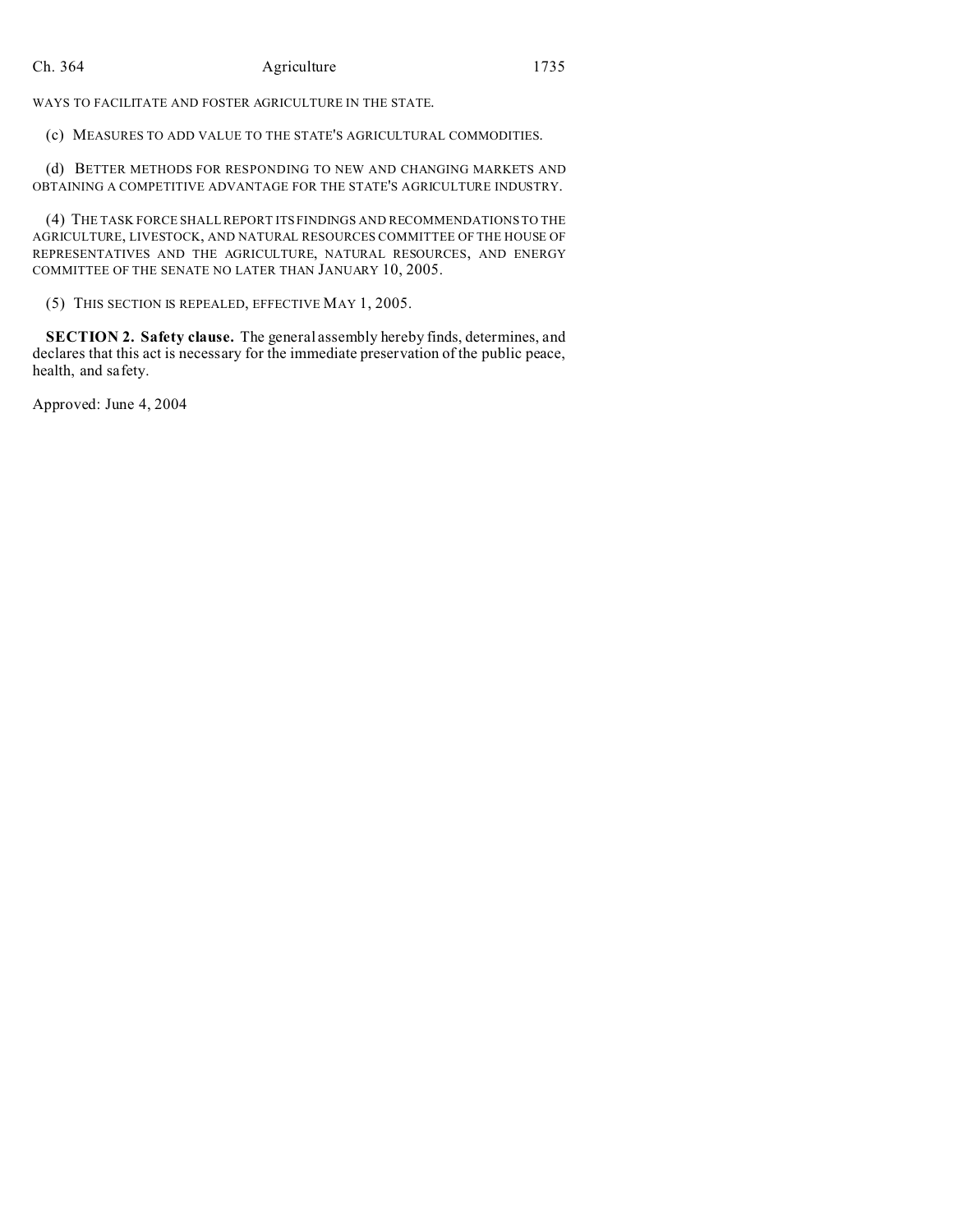WAYS TO FACILITATE AND FOSTER AGRICULTURE IN THE STATE.

(c) MEASURES TO ADD VALUE TO THE STATE'S AGRICULTURAL COMMODITIES.

(d) BETTER METHODS FOR RESPONDING TO NEW AND CHANGING MARKETS AND OBTAINING A COMPETITIVE ADVANTAGE FOR THE STATE'S AGRICULTURE INDUSTRY.

(4) THE TASK FORCE SHALL REPORT ITS FINDINGS AND RECOMMENDATIONS TO THE AGRICULTURE, LIVESTOCK, AND NATURAL RESOURCES COMMITTEE OF THE HOUSE OF REPRESENTATIVES AND THE AGRICULTURE, NATURAL RESOURCES, AND ENERGY COMMITTEE OF THE SENATE NO LATER THAN JANUARY 10, 2005.

(5) THIS SECTION IS REPEALED, EFFECTIVE MAY 1, 2005.

**SECTION 2. Safety clause.** The general assembly hereby finds, determines, and declares that this act is necessary for the immediate preservation of the public peace, health, and safety.

Approved: June 4, 2004